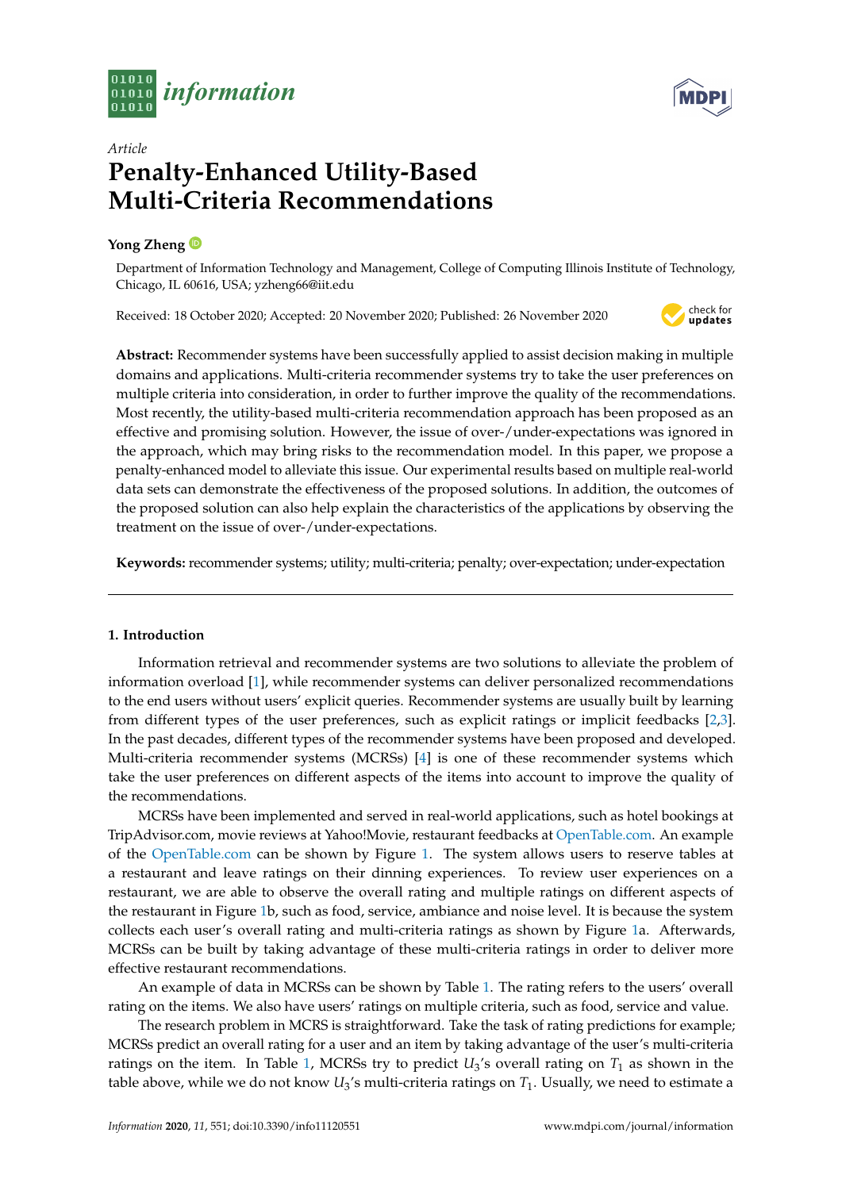*Article*

# Penalty-Enhanced Utility-Based Multi-Criteria Recommendations

**Yong Zheng**

Department of Information Technology and Management, College of Computing Illinois Institute of Technology, Chicago, IL 60616, USA; yzheng66@iit.edu

Received: 18 October 2020; Accepted: 20 November 2020; Published: 26 November 2020

**Abstract:** Recommender systems have been successfully applied to assist decision making in multiple domains and applications. Multi-criteria recommender systems try to take the user preferences on multiple criteria into consideration, in order to further improve the quality of the recommendations. Most recently, the utility-based multi-criteria recommendation approach has been proposed as an effective and promising solution. However, the issue of over-/under-expectations was ignored in the approach, which may bring risks to the recommendation model. In this paper, we propose a penalty-enhanced model to alleviate this issue. Our experimental results based on multiple real-world data sets can demonstrate the effectiveness of the proposed solutions. In addition, the outcomes of the proposed solution can also help explain the characteristics of the applications by observing the treatment on the issue of over-/under-expectations.

**Keywords:** recommender systems; utility; multi-criteria; penalty; over-expectation; under-expectation

## 1. Introduction

Information retrieval and recommender systems are two solutions to alleviate the problem of information overload [1], while recommender systems can deliver personalized recommendations to the end users without users' explicit queries. Recommender systems are usually built by learning from different types of the user preferences, such as explicit ratings or implicit feedbacks [2,3]. In the past decades, different types of the recommender systems have been proposed and developed. Multi-criteria recommender systems (MCRSs) [4] is one of these recommender systems which take the user preferences on different aspects of the items into account to improve the quality of the recommendations.

MCRSs have been implemented and served in real-world applications, such as hotel bookings at TripAdvisor.com, movie reviews at Yahoo!Movie, restaurant feedbacks at OpenTable.com. An example of the OpenTable.com can be shown by Figure 1. The system allows users to reserve tables at a restaurant and leave ratings on their dinning experiences. To review user experiences on a restaurant, we are able to observe the overall rating and multiple ratings on different aspects of the restaurant in Figure 1b, such as food, service, ambiance and noise level. It is because the system collects each user's overall rating and multi-criteria ratings as shown by Figure 1a. Afterwards, MCRSs can be built by taking advantage of these multi-criteria ratings in order to deliver more effective restaurant recommendations.

An example of data in MCRSs can be shown by Table 1. The rating refers to the users' overall rating on the items. We also have users' ratings on multiple criteria, such as food, service and value.

The research problem in MCRS is straightforward. Take the task of rating predictions for example; MCRSs predict an overall rating for a user and an item by taking advantage of the user's multi-criteria ratings on the item. In Table 1, MCRSs try to predict $U_3$'s overall rating on $T_1$ as shown in the table above, while we do not know $U_3$'s multi-criteria ratings on $T_1$. Usually, we need to estimate a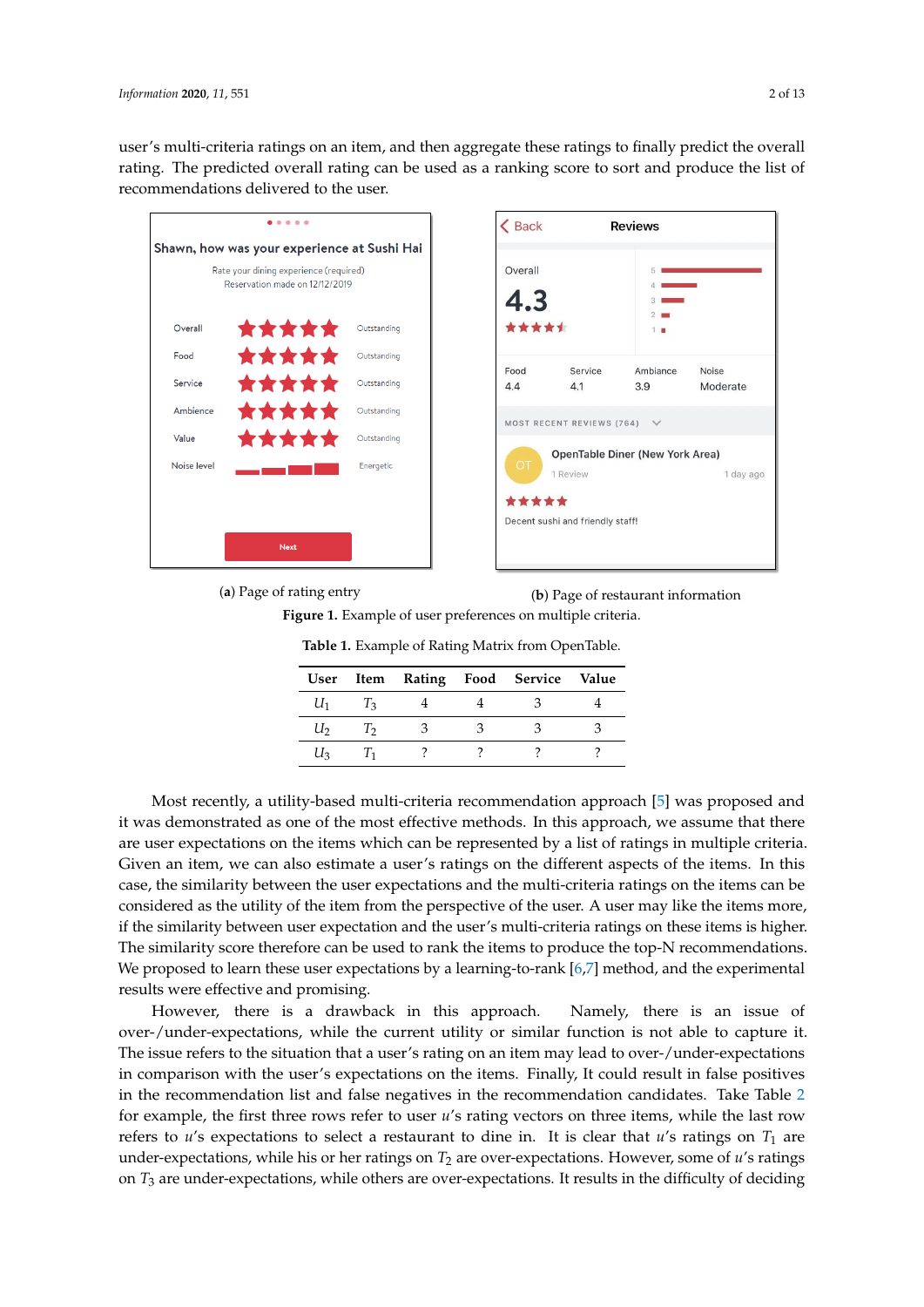user's multi-criteria ratings on an item, and then aggregate these ratings to finally predict the overall rating. The predicted overall rating can be used as a ranking score to sort and produce the list of recommendations delivered to the user.

(**a**) Page of rating entry

(**b**) Page of restaurant information

**Figure 1.** Example of user preferences on multiple criteria.

**Table 1.** Example of Rating Matrix from OpenTable.

| User | Item | Rating | Food | Service | Value |
|---|---|---|---|---|---|
| $U_1$ | $T_3$ | 4 | 4 | 3 | 4 |
| $U_2$ | $T_2$ | 3 | 3 | 3 | 3 |
| $U_3$ | $T_1$ | ? | ? | ? | ? |

Most recently, a utility-based multi-criteria recommendation approach [5] was proposed and it was demonstrated as one of the most effective methods. In this approach, we assume that there are user expectations on the items which can be represented by a list of ratings in multiple criteria. Given an item, we can also estimate a user's ratings on the different aspects of the items. In this case, the similarity between the user expectations and the multi-criteria ratings on the items can be considered as the utility of the item from the perspective of the user. A user may like the items more, if the similarity between user expectation and the user's multi-criteria ratings on these items is higher. The similarity score therefore can be used to rank the items to produce the top-N recommendations. We proposed to learn these user expectations by a learning-to-rank [6,7] method, and the experimental results were effective and promising.

However, there is a drawback in this approach. Namely, there is an issue of over-/under-expectations, while the current utility or similar function is not able to capture it. The issue refers to the situation that a user's rating on an item may lead to over-/under-expectations in comparison with the user's expectations on the items. Finally, It could result in false positives in the recommendation list and false negatives in the recommendation candidates. Take Table 2 for example, the first three rows refer to user $u$'s rating vectors on three items, while the last row refers to $u$'s expectations to select a restaurant to dine in. It is clear that $u$'s ratings on $T_1$ are under-expectations, while his or her ratings on $T_2$ are over-expectations. However, some of $u$'s ratings on $T_3$ are under-expectations, while others are over-expectations. It results in the difficulty of deciding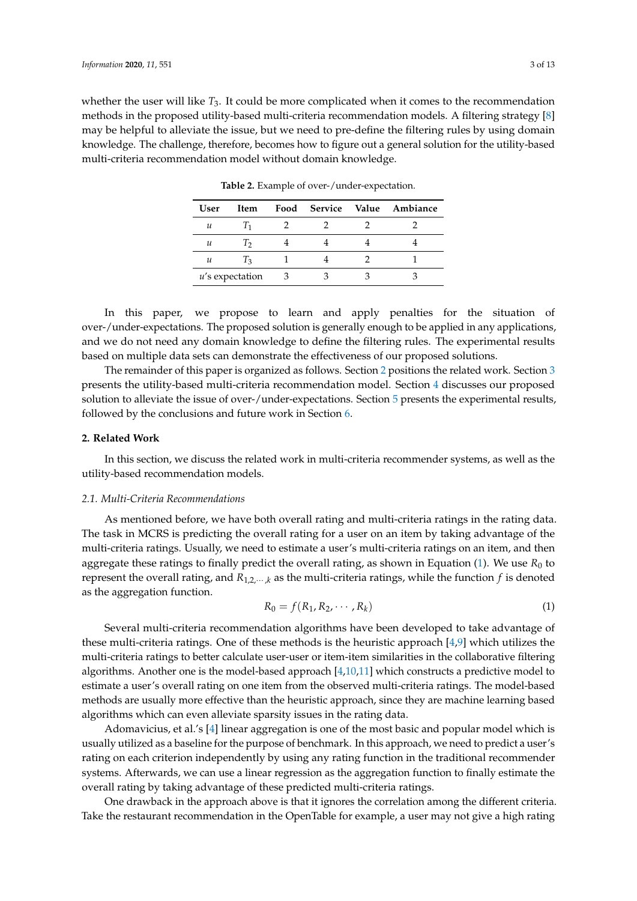whether the user will like $T_3$. It could be more complicated when it comes to the recommendation methods in the proposed utility-based multi-criteria recommendation models. A filtering strategy [8] may be helpful to alleviate the issue, but we need to pre-define the filtering rules by using domain knowledge. The challenge, therefore, becomes how to figure out a general solution for the utility-based multi-criteria recommendation model without domain knowledge.

**Table 2.** Example of over-/under-expectation.

| User | Item | Food | Service | Value | Ambiance |
|---|---|---|---|---|---|
| $u$ | $T_1$ | 2 | 2 | 2 | 2 |
| $u$ | $T_2$ | 4 | 4 | 4 | 4 |
| $u$ | $T_3$ | 1 | 4 | 2 | 1 |
| $u$'s expectation | | 3 | 3 | 3 | 3 |

In this paper, we propose to learn and apply penalties for the situation of over-/under-expectations. The proposed solution is generally enough to be applied in any applications, and we do not need any domain knowledge to define the filtering rules. The experimental results based on multiple data sets can demonstrate the effectiveness of our proposed solutions.

The remainder of this paper is organized as follows. Section 2 positions the related work. Section 3 presents the utility-based multi-criteria recommendation model. Section 4 discusses our proposed solution to alleviate the issue of over-/under-expectations. Section 5 presents the experimental results, followed by the conclusions and future work in Section 6.

## 2. Related Work

In this section, we discuss the related work in multi-criteria recommender systems, as well as the utility-based recommendation models.

### *2.1. Multi-Criteria Recommendations*

As mentioned before, we have both overall rating and multi-criteria ratings in the rating data. The task in MCRS is predicting the overall rating for a user on an item by taking advantage of the multi-criteria ratings. Usually, we need to estimate a user's multi-criteria ratings on an item, and then aggregate these ratings to finally predict the overall rating, as shown in Equation (1). We use $R_0$ to represent the overall rating, and $R_{1,2,\cdots,k}$ as the multi-criteria ratings, while the function $f$ is denoted as the aggregation function.

$$R_0 = f(R_1, R_2, \cdots, R_k) \tag{1}$$

Several multi-criteria recommendation algorithms have been developed to take advantage of these multi-criteria ratings. One of these methods is the heuristic approach [4,9] which utilizes the multi-criteria ratings to better calculate user-user or item-item similarities in the collaborative filtering algorithms. Another one is the model-based approach [4,10,11] which constructs a predictive model to estimate a user's overall rating on one item from the observed multi-criteria ratings. The model-based methods are usually more effective than the heuristic approach, since they are machine learning based algorithms which can even alleviate sparsity issues in the rating data.

Adomavicius, et al.'s [4] linear aggregation is one of the most basic and popular model which is usually utilized as a baseline for the purpose of benchmark. In this approach, we need to predict a user's rating on each criterion independently by using any rating function in the traditional recommender systems. Afterwards, we can use a linear regression as the aggregation function to finally estimate the overall rating by taking advantage of these predicted multi-criteria ratings.

One drawback in the approach above is that it ignores the correlation among the different criteria. Take the restaurant recommendation in the OpenTable for example, a user may not give a high rating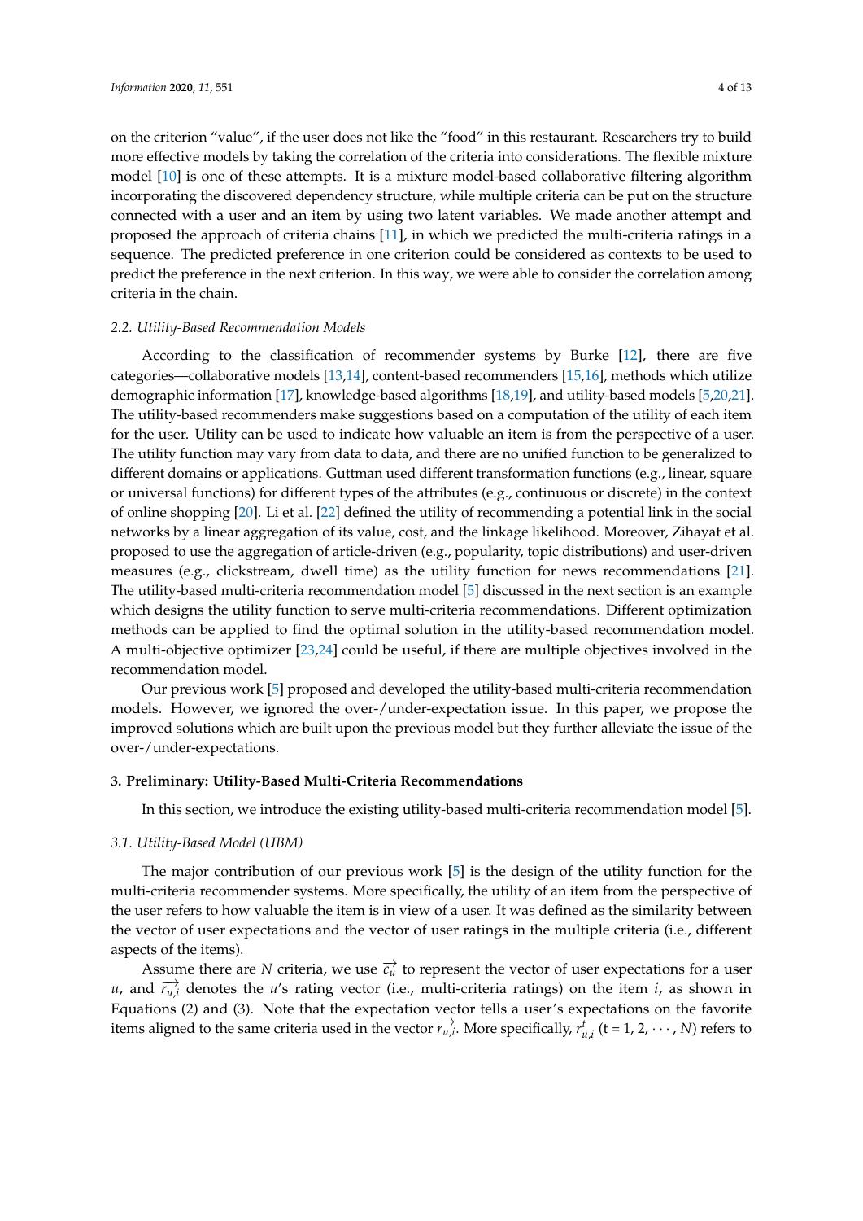on the criterion "value", if the user does not like the "food" in this restaurant. Researchers try to build more effective models by taking the correlation of the criteria into considerations. The flexible mixture model [10] is one of these attempts. It is a mixture model-based collaborative filtering algorithm incorporating the discovered dependency structure, while multiple criteria can be put on the structure connected with a user and an item by using two latent variables. We made another attempt and proposed the approach of criteria chains [11], in which we predicted the multi-criteria ratings in a sequence. The predicted preference in one criterion could be considered as contexts to be used to predict the preference in the next criterion. In this way, we were able to consider the correlation among criteria in the chain.

### 2.2. Utility-Based Recommendation Models

According to the classification of recommender systems by Burke [12], there are five categories—collaborative models [13,14], content-based recommenders [15,16], methods which utilize demographic information [17], knowledge-based algorithms [18,19], and utility-based models [5,20,21]. The utility-based recommenders make suggestions based on a computation of the utility of each item for the user. Utility can be used to indicate how valuable an item is from the perspective of a user. The utility function may vary from data to data, and there are no unified function to be generalized to different domains or applications. Guttman used different transformation functions (e.g., linear, square or universal functions) for different types of the attributes (e.g., continuous or discrete) in the context of online shopping [20]. Li et al. [22] defined the utility of recommending a potential link in the social networks by a linear aggregation of its value, cost, and the linkage likelihood. Moreover, Zihayat et al. proposed to use the aggregation of article-driven (e.g., popularity, topic distributions) and user-driven measures (e.g., clickstream, dwell time) as the utility function for news recommendations [21]. The utility-based multi-criteria recommendation model [5] discussed in the next section is an example which designs the utility function to serve multi-criteria recommendations. Different optimization methods can be applied to find the optimal solution in the utility-based recommendation model. A multi-objective optimizer [23,24] could be useful, if there are multiple objectives involved in the recommendation model.

Our previous work [5] proposed and developed the utility-based multi-criteria recommendation models. However, we ignored the over-/under-expectation issue. In this paper, we propose the improved solutions which are built upon the previous model but they further alleviate the issue of the over-/under-expectations.

## 3. Preliminary: Utility-Based Multi-Criteria Recommendations

In this section, we introduce the existing utility-based multi-criteria recommendation model [5].

### 3.1. Utility-Based Model (UBM)

The major contribution of our previous work [5] is the design of the utility function for the multi-criteria recommender systems. More specifically, the utility of an item from the perspective of the user refers to how valuable the item is in view of a user. It was defined as the similarity between the vector of user expectations and the vector of user ratings in the multiple criteria (i.e., different aspects of the items).

Assume there are $N$ criteria, we use $\overrightarrow{c_u}$ to represent the vector of user expectations for a user $u$, and $\overrightarrow{r_{u,i}}$ denotes the $u$'s rating vector (i.e., multi-criteria ratings) on the item $i$, as shown in Equations (2) and (3). Note that the expectation vector tells a user's expectations on the favorite items aligned to the same criteria used in the vector $\overrightarrow{r_{u,i}}$. More specifically, $r_{u,i}^{t}$ (t = 1, 2, $\cdots$, $N$) refers to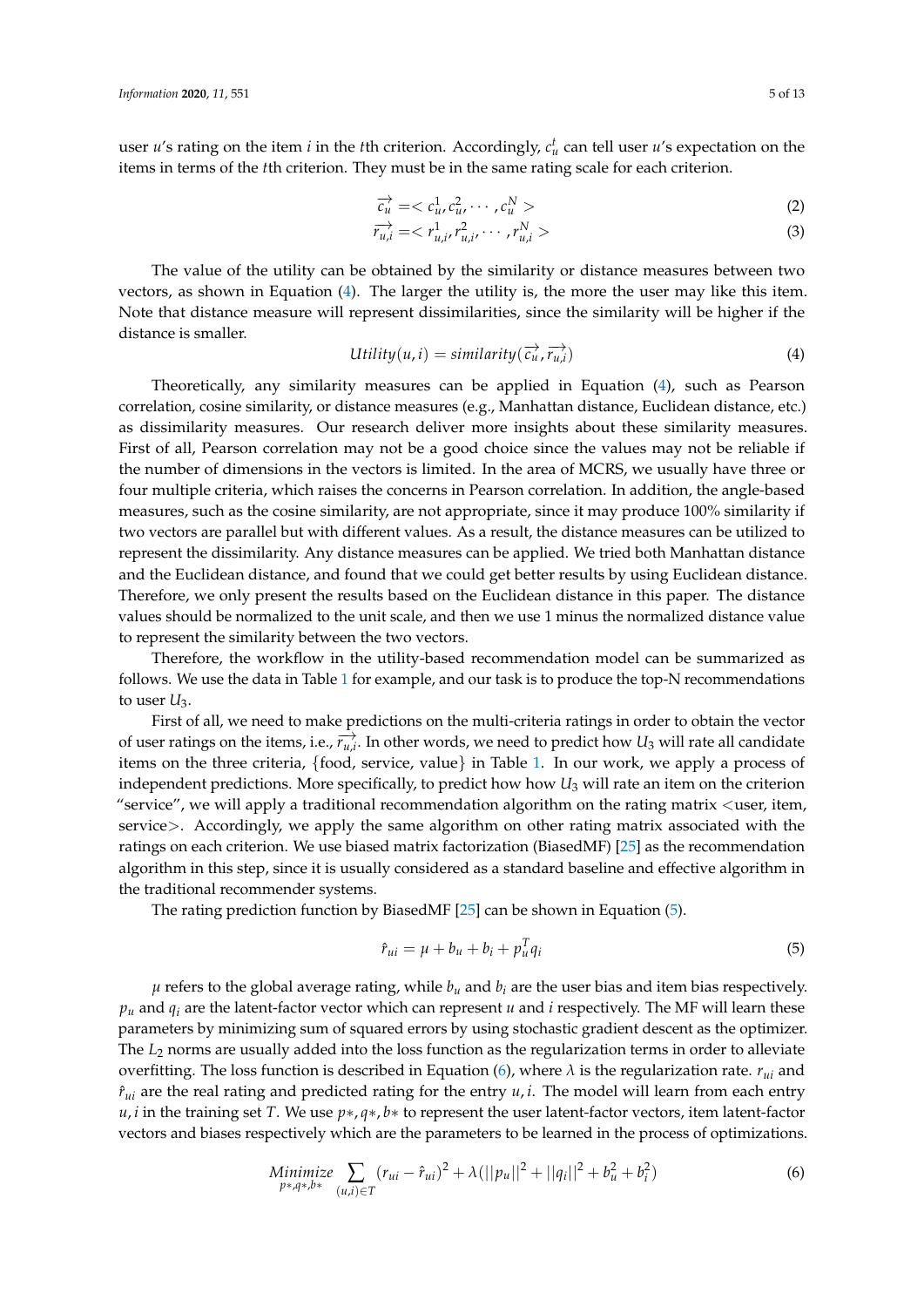user $u$'s rating on the item $i$ in the $t$th criterion. Accordingly, $c_u^t$ can tell user $u$'s expectation on the items in terms of the $t$th criterion. They must be in the same rating scale for each criterion.

$$\overrightarrow{c_u} = < c_u^1, c_u^2, \cdots, c_u^N > \tag{2}$$

$$\overrightarrow{r_{u,i}} = < r_{u,i}^1, r_{u,i}^2, \cdots, r_{u,i}^N > \tag{3}$$

The value of the utility can be obtained by the similarity or distance measures between two vectors, as shown in Equation (4). The larger the utility is, the more the user may like this item. Note that distance measure will represent dissimilarities, since the similarity will be higher if the distance is smaller.

$$Utility(u, i) = similarity(\overrightarrow{c_u}, \overrightarrow{r_{u,i}}) \tag{4}$$

Theoretically, any similarity measures can be applied in Equation (4), such as Pearson correlation, cosine similarity, or distance measures (e.g., Manhattan distance, Euclidean distance, etc.) as dissimilarity measures. Our research deliver more insights about these similarity measures. First of all, Pearson correlation may not be a good choice since the values may not be reliable if the number of dimensions in the vectors is limited. In the area of MCRS, we usually have three or four multiple criteria, which raises the concerns in Pearson correlation. In addition, the angle-based measures, such as the cosine similarity, are not appropriate, since it may produce 100% similarity if two vectors are parallel but with different values. As a result, the distance measures can be utilized to represent the dissimilarity. Any distance measures can be applied. We tried both Manhattan distance and the Euclidean distance, and found that we could get better results by using Euclidean distance. Therefore, we only present the results based on the Euclidean distance in this paper. The distance values should be normalized to the unit scale, and then we use 1 minus the normalized distance value to represent the similarity between the two vectors.

Therefore, the workflow in the utility-based recommendation model can be summarized as follows. We use the data in Table 1 for example, and our task is to produce the top-N recommendations to user $U_3$.

First of all, we need to make predictions on the multi-criteria ratings in order to obtain the vector of user ratings on the items, i.e., $\overrightarrow{r_{u,i}}$. In other words, we need to predict how $U_3$ will rate all candidate items on the three criteria, {food, service, value} in Table 1. In our work, we apply a process of independent predictions. More specifically, to predict how $U_3$ will rate an item on the criterion "service", we will apply a traditional recommendation algorithm on the rating matrix <user, item, service>. Accordingly, we apply the same algorithm on other rating matrix associated with the ratings on each criterion. We use biased matrix factorization (BiasedMF) [25] as the recommendation algorithm in this step, since it is usually considered as a standard baseline and effective algorithm in the traditional recommender systems.

The rating prediction function by BiasedMF [25] can be shown in Equation (5).

$$\hat{r}_{ui} = \mu + b_u + b_i + p_u^T q_i \tag{5}$$

$\mu$ refers to the global average rating, while $b_u$ and $b_i$ are the user bias and item bias respectively. $p_u$ and $q_i$ are the latent-factor vector which can represent $u$ and $i$ respectively. The MF will learn these parameters by minimizing sum of squared errors by using stochastic gradient descent as the optimizer. The $L_2$ norms are usually added into the loss function as the regularization terms in order to alleviate overfitting. The loss function is described in Equation (6), where $\lambda$ is the regularization rate. $r_{ui}$ and $\hat{r}_{ui}$ are the real rating and predicted rating for the entry $u, i$. The model will learn from each entry $u, i$ in the training set $T$. We use $p*, q*, b*$ to represent the user latent-factor vectors, item latent-factor vectors and biases respectively which are the parameters to be learned in the process of optimizations.

$$\underset{p*,q*,b*}{Minimize} \sum_{(u,i) \in T} (r_{ui} - \hat{r}_{ui})^2 + \lambda(||p_u||^2 + ||q_i||^2 + b_u^2 + b_i^2) \tag{6}$$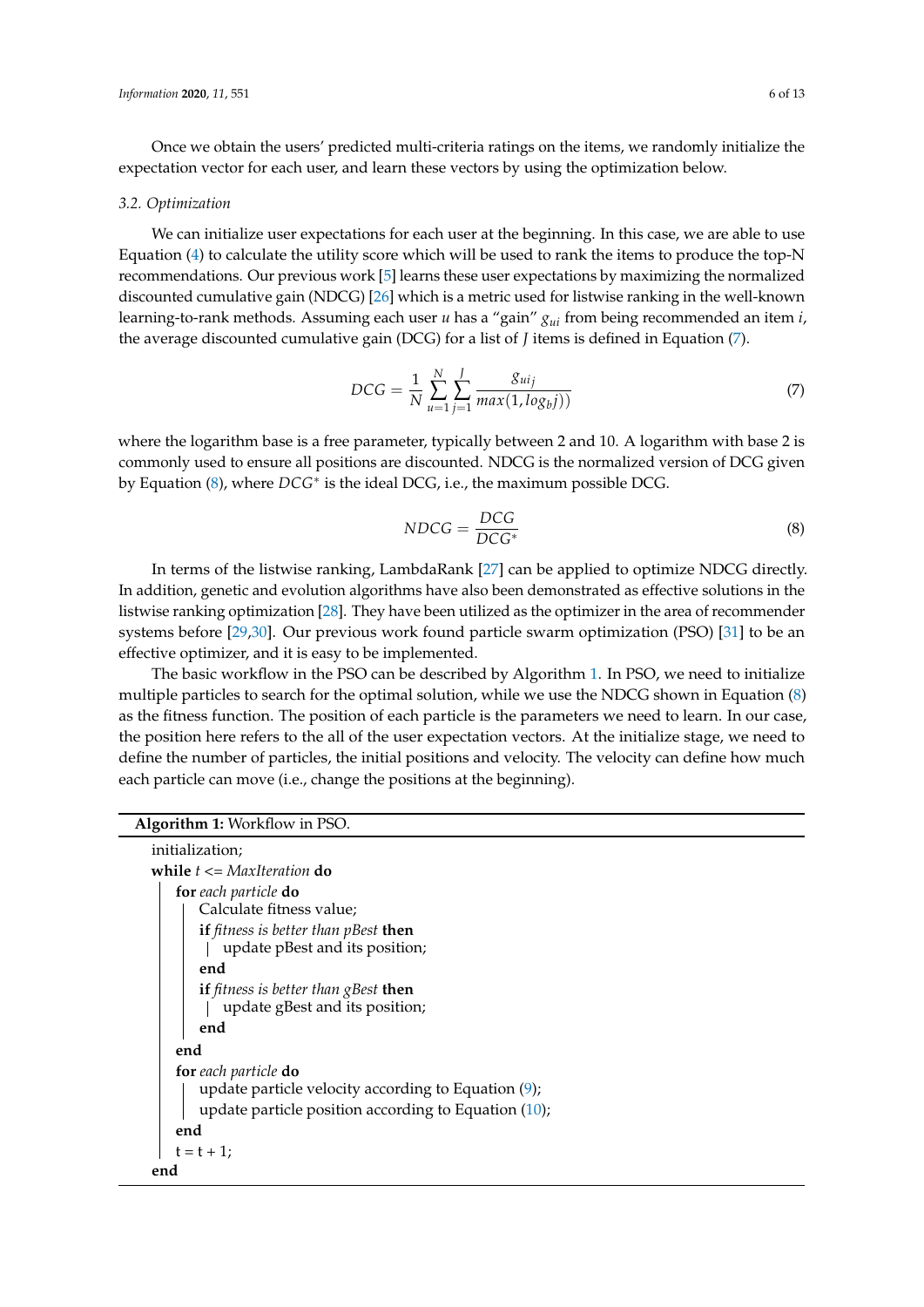Once we obtain the users' predicted multi-criteria ratings on the items, we randomly initialize the expectation vector for each user, and learn these vectors by using the optimization below.

### *3.2. Optimization*

We can initialize user expectations for each user at the beginning. In this case, we are able to use Equation (4) to calculate the utility score which will be used to rank the items to produce the top-N recommendations. Our previous work [5] learns these user expectations by maximizing the normalized discounted cumulative gain (NDCG) [26] which is a metric used for listwise ranking in the well-known learning-to-rank methods. Assuming each user $u$ has a "gain" $g_{ui}$ from being recommended an item $i$, the average discounted cumulative gain (DCG) for a list of $J$ items is defined in Equation (7).

$$DCG = \frac{1}{N}\sum_{u=1}^{N}\sum_{j=1}^{J}\frac{g_{uij}}{max(1, log_b j))} \tag{7}$$

where the logarithm base is a free parameter, typically between 2 and 10. A logarithm with base 2 is commonly used to ensure all positions are discounted. NDCG is the normalized version of DCG given by Equation (8), where $DCG^*$ is the ideal DCG, i.e., the maximum possible DCG.

$$NDCG = \frac{DCG}{DCG^*} \tag{8}$$

In terms of the listwise ranking, LambdaRank [27] can be applied to optimize NDCG directly. In addition, genetic and evolution algorithms have also been demonstrated as effective solutions in the listwise ranking optimization [28]. They have been utilized as the optimizer in the area of recommender systems before [29,30]. Our previous work found particle swarm optimization (PSO) [31] to be an effective optimizer, and it is easy to be implemented.

The basic workflow in the PSO can be described by Algorithm 1. In PSO, we need to initialize multiple particles to search for the optimal solution, while we use the NDCG shown in Equation (8) as the fitness function. The position of each particle is the parameters we need to learn. In our case, the position here refers to the all of the user expectation vectors. At the initialize stage, we need to define the number of particles, the initial positions and velocity. The velocity can define how much each particle can move (i.e., change the positions at the beginning).

**Algorithm 1:** Workflow in PSO.

```
initialization;
while t <= MaxIteration do
    for each particle do
        Calculate fitness value;
        if fitness is better than pBest then
            update pBest and its position;
        end
        if fitness is better than gBest then
            update gBest and its position;
        end
    end
    for each particle do
        update particle velocity according to Equation (9);
        update particle position according to Equation (10);
    end
    t = t + 1;
end
```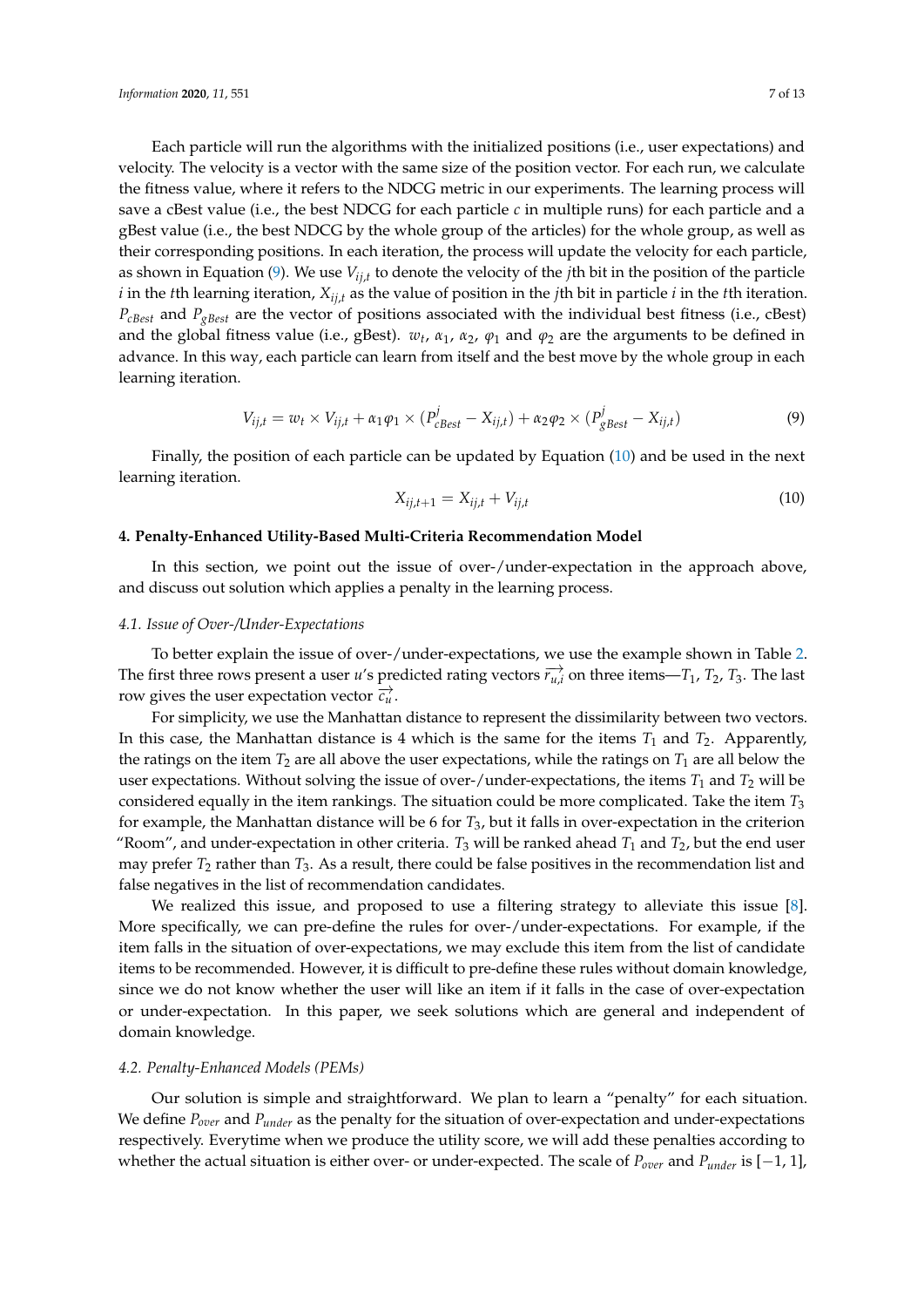Each particle will run the algorithms with the initialized positions (i.e., user expectations) and velocity. The velocity is a vector with the same size of the position vector. For each run, we calculate the fitness value, where it refers to the NDCG metric in our experiments. The learning process will save a cBest value (i.e., the best NDCG for each particle $c$ in multiple runs) for each particle and a gBest value (i.e., the best NDCG by the whole group of the articles) for the whole group, as well as their corresponding positions. In each iteration, the process will update the velocity for each particle, as shown in Equation (9). We use $V_{ij,t}$ to denote the velocity of the $j$th bit in the position of the particle $i$ in the $t$th learning iteration, $X_{ij,t}$ as the value of position in the $j$th bit in particle $i$ in the $t$th iteration. $P_{cBest}$ and $P_{gBest}$ are the vector of positions associated with the individual best fitness (i.e., cBest) and the global fitness value (i.e., gBest). $w_t$, $\alpha_1$, $\alpha_2$, $\varphi_1$ and $\varphi_2$ are the arguments to be defined in advance. In this way, each particle can learn from itself and the best move by the whole group in each learning iteration.

$$V_{ij,t} = w_t \times V_{ij,t} + \alpha_1 \varphi_1 \times (P^j_{cBest} - X_{ij,t}) + \alpha_2 \varphi_2 \times (P^j_{gBest} - X_{ij,t}) \tag{9}$$

Finally, the position of each particle can be updated by Equation (10) and be used in the next learning iteration.

$$X_{ij,t+1} = X_{ij,t} + V_{ij,t} \tag{10}$$

## 4. Penalty-Enhanced Utility-Based Multi-Criteria Recommendation Model

In this section, we point out the issue of over-/under-expectation in the approach above, and discuss out solution which applies a penalty in the learning process.

### *4.1. Issue of Over-/Under-Expectations*

To better explain the issue of over-/under-expectations, we use the example shown in Table 2. The first three rows present a user $u$'s predicted rating vectors $\overrightarrow{r_{u,i}}$ on three items—$T_1$, $T_2$, $T_3$. The last row gives the user expectation vector $\overrightarrow{c_u}$.

For simplicity, we use the Manhattan distance to represent the dissimilarity between two vectors. In this case, the Manhattan distance is 4 which is the same for the items $T_1$ and $T_2$. Apparently, the ratings on the item $T_2$ are all above the user expectations, while the ratings on $T_1$ are all below the user expectations. Without solving the issue of over-/under-expectations, the items $T_1$ and $T_2$ will be considered equally in the item rankings. The situation could be more complicated. Take the item $T_3$ for example, the Manhattan distance will be 6 for $T_3$, but it falls in over-expectation in the criterion "Room", and under-expectation in other criteria. $T_3$ will be ranked ahead $T_1$ and $T_2$, but the end user may prefer $T_2$ rather than $T_3$. As a result, there could be false positives in the recommendation list and false negatives in the list of recommendation candidates.

We realized this issue, and proposed to use a filtering strategy to alleviate this issue [8]. More specifically, we can pre-define the rules for over-/under-expectations. For example, if the item falls in the situation of over-expectations, we may exclude this item from the list of candidate items to be recommended. However, it is difficult to pre-define these rules without domain knowledge, since we do not know whether the user will like an item if it falls in the case of over-expectation or under-expectation. In this paper, we seek solutions which are general and independent of domain knowledge.

### *4.2. Penalty-Enhanced Models (PEMs)*

Our solution is simple and straightforward. We plan to learn a "penalty" for each situation. We define $P_{over}$ and $P_{under}$ as the penalty for the situation of over-expectation and under-expectations respectively. Everytime when we produce the utility score, we will add these penalties according to whether the actual situation is either over- or under-expected. The scale of $P_{over}$ and $P_{under}$ is $[-1, 1]$,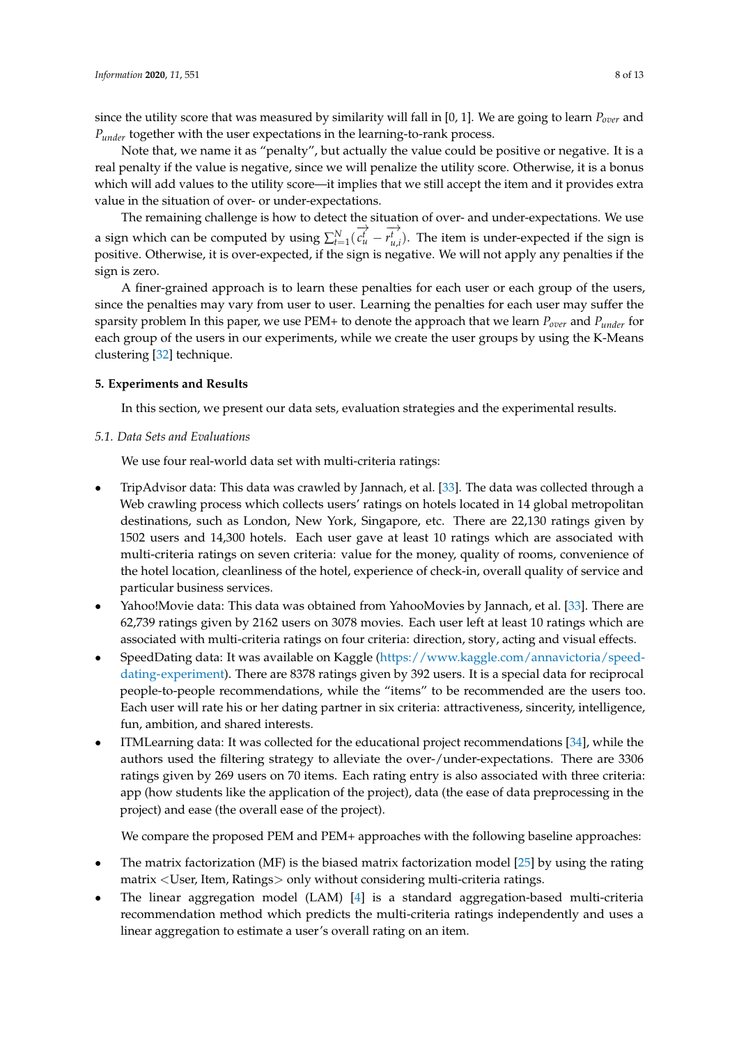since the utility score that was measured by similarity will fall in [0, 1]. We are going to learn $P_{over}$ and $P_{under}$ together with the user expectations in the learning-to-rank process.

Note that, we name it as "penalty", but actually the value could be positive or negative. It is a real penalty if the value is negative, since we will penalize the utility score. Otherwise, it is a bonus which will add values to the utility score—it implies that we still accept the item and it provides extra value in the situation of over- or under-expectations.

The remaining challenge is how to detect the situation of over- and under-expectations. We use a sign which can be computed by using $\sum_{t=1}^{N}(\overrightarrow{c_u^t} - \overrightarrow{r_{u,i}^t})$. The item is under-expected if the sign is positive. Otherwise, it is over-expected, if the sign is negative. We will not apply any penalties if the sign is zero.

A finer-grained approach is to learn these penalties for each user or each group of the users, since the penalties may vary from user to user. Learning the penalties for each user may suffer the sparsity problem In this paper, we use PEM+ to denote the approach that we learn $P_{over}$ and $P_{under}$ for each group of the users in our experiments, while we create the user groups by using the K-Means clustering [32] technique.

## 5. Experiments and Results

In this section, we present our data sets, evaluation strategies and the experimental results.

### *5.1. Data Sets and Evaluations*

We use four real-world data set with multi-criteria ratings:

- TripAdvisor data: This data was crawled by Jannach, et al. [33]. The data was collected through a Web crawling process which collects users' ratings on hotels located in 14 global metropolitan destinations, such as London, New York, Singapore, etc. There are 22,130 ratings given by 1502 users and 14,300 hotels. Each user gave at least 10 ratings which are associated with multi-criteria ratings on seven criteria: value for the money, quality of rooms, convenience of the hotel location, cleanliness of the hotel, experience of check-in, overall quality of service and particular business services.
- Yahoo!Movie data: This data was obtained from YahooMovies by Jannach, et al. [33]. There are 62,739 ratings given by 2162 users on 3078 movies. Each user left at least 10 ratings which are associated with multi-criteria ratings on four criteria: direction, story, acting and visual effects.
- SpeedDating data: It was available on Kaggle (https://www.kaggle.com/annavictoria/speed-dating-experiment). There are 8378 ratings given by 392 users. It is a special data for reciprocal people-to-people recommendations, while the "items" to be recommended are the users too. Each user will rate his or her dating partner in six criteria: attractiveness, sincerity, intelligence, fun, ambition, and shared interests.
- ITMLearning data: It was collected for the educational project recommendations [34], while the authors used the filtering strategy to alleviate the over-/under-expectations. There are 3306 ratings given by 269 users on 70 items. Each rating entry is also associated with three criteria: app (how students like the application of the project), data (the ease of data preprocessing in the project) and ease (the overall ease of the project).

We compare the proposed PEM and PEM+ approaches with the following baseline approaches:

- The matrix factorization (MF) is the biased matrix factorization model [25] by using the rating matrix <User, Item, Ratings> only without considering multi-criteria ratings.
- The linear aggregation model (LAM) [4] is a standard aggregation-based multi-criteria recommendation method which predicts the multi-criteria ratings independently and uses a linear aggregation to estimate a user's overall rating on an item.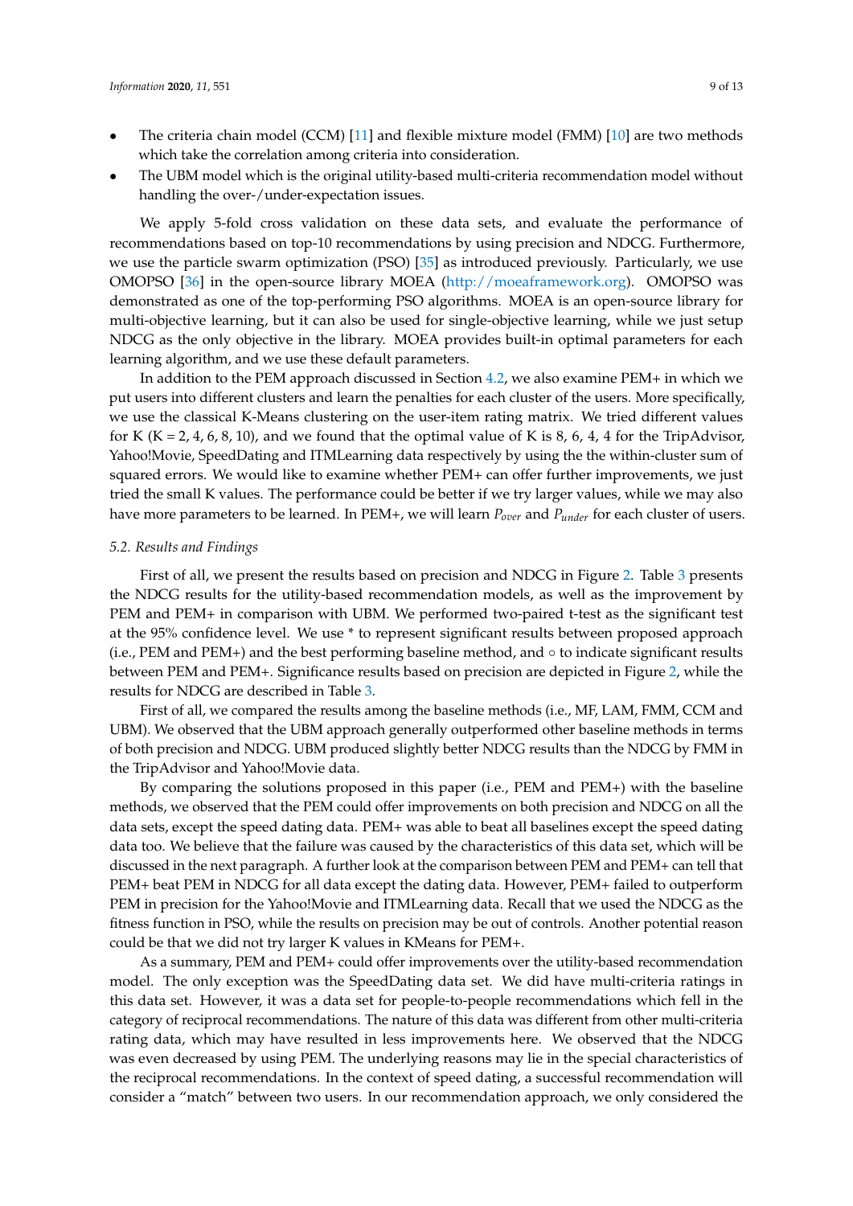- The criteria chain model (CCM) [11] and flexible mixture model (FMM) [10] are two methods which take the correlation among criteria into consideration.
- The UBM model which is the original utility-based multi-criteria recommendation model without handling the over-/under-expectation issues.

We apply 5-fold cross validation on these data sets, and evaluate the performance of recommendations based on top-10 recommendations by using precision and NDCG. Furthermore, we use the particle swarm optimization (PSO) [35] as introduced previously. Particularly, we use OMOPSO [36] in the open-source library MOEA (http://moeaframework.org). OMOPSO was demonstrated as one of the top-performing PSO algorithms. MOEA is an open-source library for multi-objective learning, but it can also be used for single-objective learning, while we just setup NDCG as the only objective in the library. MOEA provides built-in optimal parameters for each learning algorithm, and we use these default parameters.

In addition to the PEM approach discussed in Section 4.2, we also examine PEM+ in which we put users into different clusters and learn the penalties for each cluster of the users. More specifically, we use the classical K-Means clustering on the user-item rating matrix. We tried different values for K (K = 2, 4, 6, 8, 10), and we found that the optimal value of K is 8, 6, 4, 4 for the TripAdvisor, Yahoo!Movie, SpeedDating and ITMLearning data respectively by using the the within-cluster sum of squared errors. We would like to examine whether PEM+ can offer further improvements, we just tried the small K values. The performance could be better if we try larger values, while we may also have more parameters to be learned. In PEM+, we will learn $P_{over}$ and $P_{under}$ for each cluster of users.

### 5.2. Results and Findings

First of all, we present the results based on precision and NDCG in Figure 2. Table 3 presents the NDCG results for the utility-based recommendation models, as well as the improvement by PEM and PEM+ in comparison with UBM. We performed two-paired t-test as the significant test at the 95% confidence level. We use * to represent significant results between proposed approach (i.e., PEM and PEM+) and the best performing baseline method, and ◦ to indicate significant results between PEM and PEM+. Significance results based on precision are depicted in Figure 2, while the results for NDCG are described in Table 3.

First of all, we compared the results among the baseline methods (i.e., MF, LAM, FMM, CCM and UBM). We observed that the UBM approach generally outperformed other baseline methods in terms of both precision and NDCG. UBM produced slightly better NDCG results than the NDCG by FMM in the TripAdvisor and Yahoo!Movie data.

By comparing the solutions proposed in this paper (i.e., PEM and PEM+) with the baseline methods, we observed that the PEM could offer improvements on both precision and NDCG on all the data sets, except the speed dating data. PEM+ was able to beat all baselines except the speed dating data too. We believe that the failure was caused by the characteristics of this data set, which will be discussed in the next paragraph. A further look at the comparison between PEM and PEM+ can tell that PEM+ beat PEM in NDCG for all data except the dating data. However, PEM+ failed to outperform PEM in precision for the Yahoo!Movie and ITMLearning data. Recall that we used the NDCG as the fitness function in PSO, while the results on precision may be out of controls. Another potential reason could be that we did not try larger K values in KMeans for PEM+.

As a summary, PEM and PEM+ could offer improvements over the utility-based recommendation model. The only exception was the SpeedDating data set. We did have multi-criteria ratings in this data set. However, it was a data set for people-to-people recommendations which fell in the category of reciprocal recommendations. The nature of this data was different from other multi-criteria rating data, which may have resulted in less improvements here. We observed that the NDCG was even decreased by using PEM. The underlying reasons may lie in the special characteristics of the reciprocal recommendations. In the context of speed dating, a successful recommendation will consider a "match" between two users. In our recommendation approach, we only considered the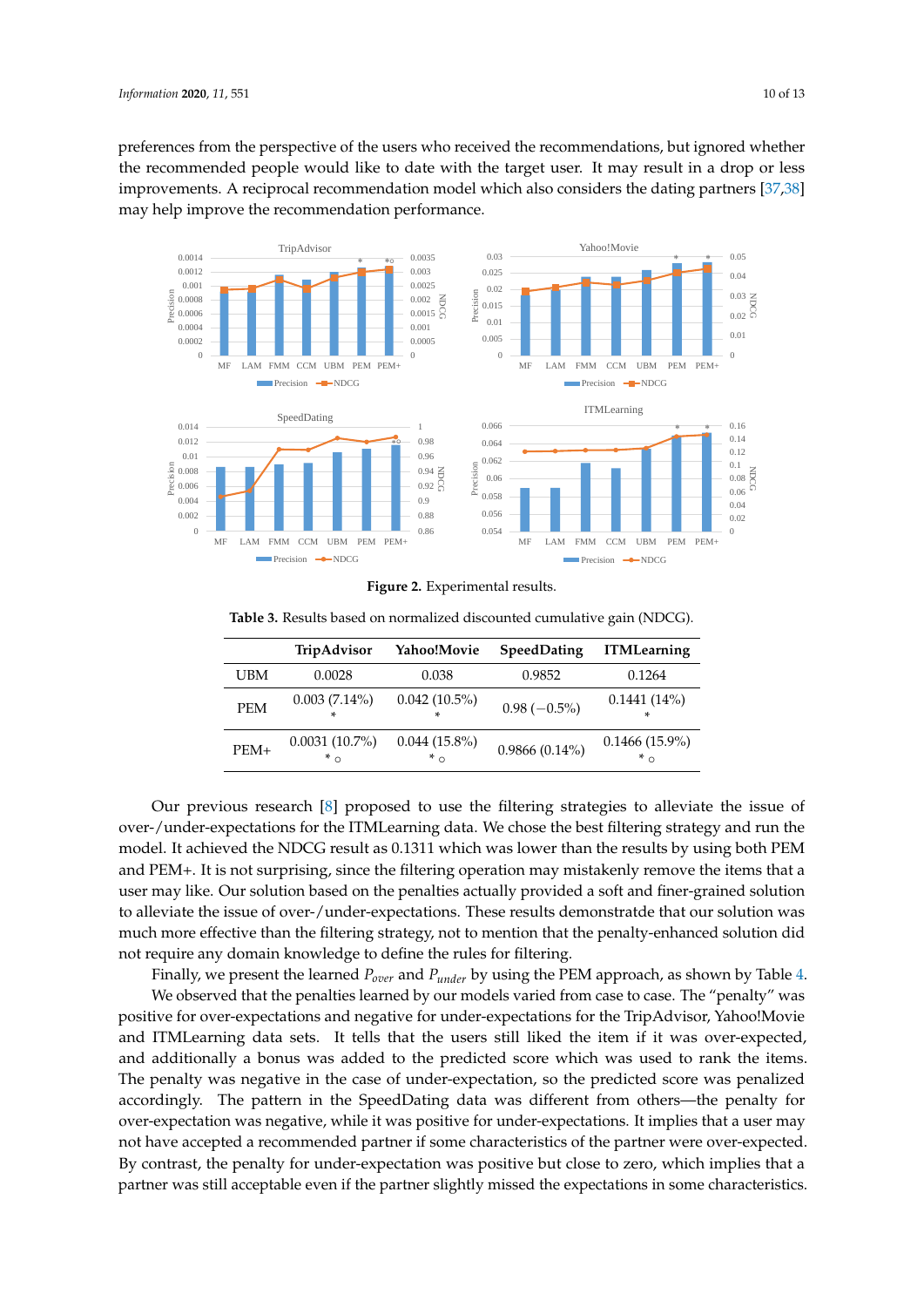preferences from the perspective of the users who received the recommendations, but ignored whether the recommended people would like to date with the target user. It may result in a drop or less improvements. A reciprocal recommendation model which also considers the dating partners [37,38] may help improve the recommendation performance.

**Figure 2.** Experimental results.

**Table 3.** Results based on normalized discounted cumulative gain (NDCG).

| | TripAdvisor | Yahoo!Movie | SpeedDating | ITMLearning |
|---|---|---|---|---|
| UBM | 0.0028 | 0.038 | 0.9852 | 0.1264 |
| PEM | 0.003 (7.14%) * | 0.042 (10.5%) * | 0.98 (−0.5%) | 0.1441 (14%) * |
| PEM+ | 0.0031 (10.7%) * ○ | 0.044 (15.8%) * ○ | 0.9866 (0.14%) | 0.1466 (15.9%) * ○ |

Our previous research [8] proposed to use the filtering strategies to alleviate the issue of over-/under-expectations for the ITMLearning data. We chose the best filtering strategy and run the model. It achieved the NDCG result as 0.1311 which was lower than the results by using both PEM and PEM+. It is not surprising, since the filtering operation may mistakenly remove the items that a user may like. Our solution based on the penalties actually provided a soft and finer-grained solution to alleviate the issue of over-/under-expectations. These results demonstratde that our solution was much more effective than the filtering strategy, not to mention that the penalty-enhanced solution did not require any domain knowledge to define the rules for filtering.

Finally, we present the learned $P_{over}$ and $P_{under}$ by using the PEM approach, as shown by Table 4.

We observed that the penalties learned by our models varied from case to case. The "penalty" was positive for over-expectations and negative for under-expectations for the TripAdvisor, Yahoo!Movie and ITMLearning data sets. It tells that the users still liked the item if it was over-expected, and additionally a bonus was added to the predicted score which was used to rank the items. The penalty was negative in the case of under-expectation, so the predicted score was penalized accordingly. The pattern in the SpeedDating data was different from others—the penalty for over-expectation was negative, while it was positive for under-expectations. It implies that a user may not have accepted a recommended partner if some characteristics of the partner were over-expected. By contrast, the penalty for under-expectation was positive but close to zero, which implies that a partner was still acceptable even if the partner slightly missed the expectations in some characteristics.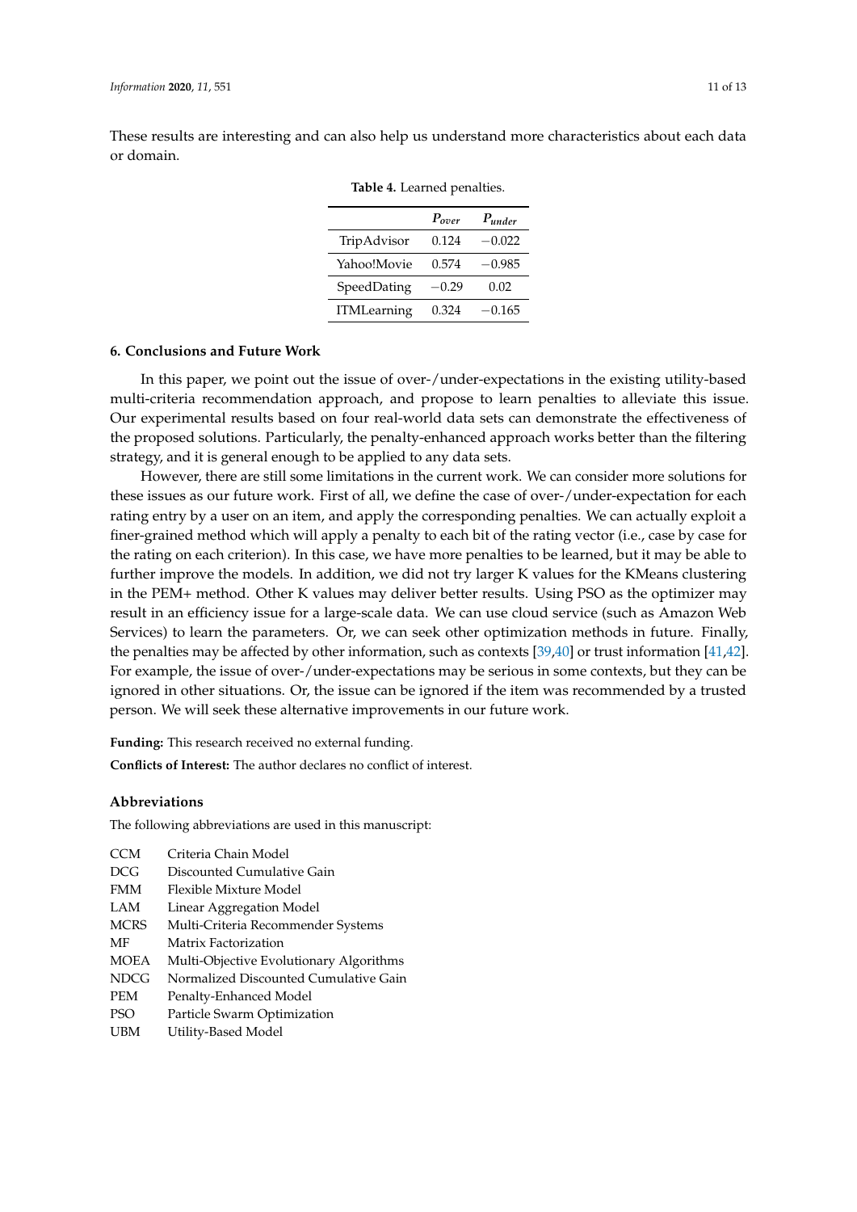These results are interesting and can also help us understand more characteristics about each data or domain.

**Table 4.** Learned penalties.

| | $P_{over}$ | $P_{under}$ |
|---|---|---|
| TripAdvisor | 0.124 | −0.022 |
| Yahoo!Movie | 0.574 | −0.985 |
| SpeedDating | −0.29 | 0.02 |
| ITMLearning | 0.324 | −0.165 |

## 6. Conclusions and Future Work

In this paper, we point out the issue of over-/under-expectations in the existing utility-based multi-criteria recommendation approach, and propose to learn penalties to alleviate this issue. Our experimental results based on four real-world data sets can demonstrate the effectiveness of the proposed solutions. Particularly, the penalty-enhanced approach works better than the filtering strategy, and it is general enough to be applied to any data sets.

However, there are still some limitations in the current work. We can consider more solutions for these issues as our future work. First of all, we define the case of over-/under-expectation for each rating entry by a user on an item, and apply the corresponding penalties. We can actually exploit a finer-grained method which will apply a penalty to each bit of the rating vector (i.e., case by case for the rating on each criterion). In this case, we have more penalties to be learned, but it may be able to further improve the models. In addition, we did not try larger K values for the KMeans clustering in the PEM+ method. Other K values may deliver better results. Using PSO as the optimizer may result in an efficiency issue for a large-scale data. We can use cloud service (such as Amazon Web Services) to learn the parameters. Or, we can seek other optimization methods in future. Finally, the penalties may be affected by other information, such as contexts [39,40] or trust information [41,42]. For example, the issue of over-/under-expectations may be serious in some contexts, but they can be ignored in other situations. Or, the issue can be ignored if the item was recommended by a trusted person. We will seek these alternative improvements in our future work.

**Funding:** This research received no external funding.

**Conflicts of Interest:** The author declares no conflict of interest.

### Abbreviations

The following abbreviations are used in this manuscript:

| | |
|---|---|
| CCM | Criteria Chain Model |
| DCG | Discounted Cumulative Gain |
| FMM | Flexible Mixture Model |
| LAM | Linear Aggregation Model |
| MCRS | Multi-Criteria Recommender Systems |
| MF | Matrix Factorization |
| MOEA | Multi-Objective Evolutionary Algorithms |
| NDCG | Normalized Discounted Cumulative Gain |
| PEM | Penalty-Enhanced Model |
| PSO | Particle Swarm Optimization |
| UBM | Utility-Based Model |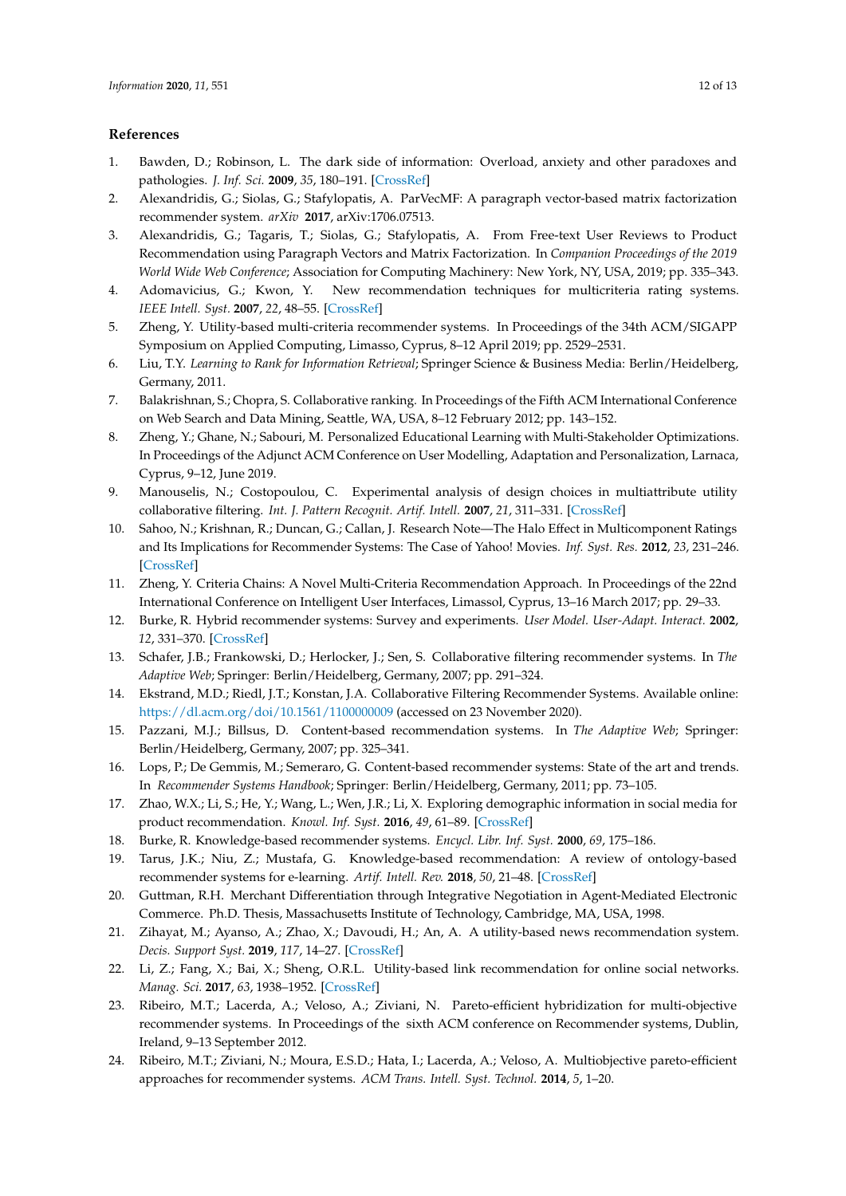## References

1. Bawden, D.; Robinson, L. The dark side of information: Overload, anxiety and other paradoxes and pathologies. *J. Inf. Sci.* **2009**, *35*, 180–191. [CrossRef]
2. Alexandridis, G.; Siolas, G.; Stafylopatis, A. ParVecMF: A paragraph vector-based matrix factorization recommender system. *arXiv* **2017**, arXiv:1706.07513.
3. Alexandridis, G.; Tagaris, T.; Siolas, G.; Stafylopatis, A. From Free-text User Reviews to Product Recommendation using Paragraph Vectors and Matrix Factorization. In *Companion Proceedings of the 2019 World Wide Web Conference*; Association for Computing Machinery: New York, NY, USA, 2019; pp. 335–343.
4. Adomavicius, G.; Kwon, Y. New recommendation techniques for multicriteria rating systems. *IEEE Intell. Syst.* **2007**, *22*, 48–55. [CrossRef]
5. Zheng, Y. Utility-based multi-criteria recommender systems. In Proceedings of the 34th ACM/SIGAPP Symposium on Applied Computing, Limasso, Cyprus, 8–12 April 2019; pp. 2529–2531.
6. Liu, T.Y. *Learning to Rank for Information Retrieval*; Springer Science & Business Media: Berlin/Heidelberg, Germany, 2011.
7. Balakrishnan, S.; Chopra, S. Collaborative ranking. In Proceedings of the Fifth ACM International Conference on Web Search and Data Mining, Seattle, WA, USA, 8–12 February 2012; pp. 143–152.
8. Zheng, Y.; Ghane, N.; Sabouri, M. Personalized Educational Learning with Multi-Stakeholder Optimizations. In Proceedings of the Adjunct ACM Conference on User Modelling, Adaptation and Personalization, Larnaca, Cyprus, 9–12, June 2019.
9. Manouselis, N.; Costopoulou, C. Experimental analysis of design choices in multiattribute utility collaborative filtering. *Int. J. Pattern Recognit. Artif. Intell.* **2007**, *21*, 311–331. [CrossRef]
10. Sahoo, N.; Krishnan, R.; Duncan, G.; Callan, J. Research Note—The Halo Effect in Multicomponent Ratings and Its Implications for Recommender Systems: The Case of Yahoo! Movies. *Inf. Syst. Res.* **2012**, *23*, 231–246. [CrossRef]
11. Zheng, Y. Criteria Chains: A Novel Multi-Criteria Recommendation Approach. In Proceedings of the 22nd International Conference on Intelligent User Interfaces, Limassol, Cyprus, 13–16 March 2017; pp. 29–33.
12. Burke, R. Hybrid recommender systems: Survey and experiments. *User Model. User-Adapt. Interact.* **2002**, *12*, 331–370. [CrossRef]
13. Schafer, J.B.; Frankowski, D.; Herlocker, J.; Sen, S. Collaborative filtering recommender systems. In *The Adaptive Web*; Springer: Berlin/Heidelberg, 2007; pp. 291–324.
14. Ekstrand, M.D.; Riedl, J.T.; Konstan, J.A. Collaborative Filtering Recommender Systems. Available online: https://dl.acm.org/doi/10.1561/1100000009 (accessed on 23 November 2020).
15. Pazzani, M.J.; Billsus, D. Content-based recommendation systems. In *The Adaptive Web*; Springer: Berlin/Heidelberg, Germany, 2007; pp. 325–341.
16. Lops, P.; De Gemmis, M.; Semeraro, G. Content-based recommender systems: State of the art and trends. In *Recommender Systems Handbook*; Springer: Berlin/Heidelberg, Germany, 2011; pp. 73–105.
17. Zhao, W.X.; Li, S.; He, Y.; Wang, L.; Wen, J.R.; Li, X. Exploring demographic information in social media for product recommendation. *Knowl. Inf. Syst.* **2016**, *49*, 61–89. [CrossRef]
18. Burke, R. Knowledge-based recommender systems. *Encycl. Libr. Inf. Syst.* **2000**, *69*, 175–186.
19. Tarus, J.K.; Niu, Z.; Mustafa, G. Knowledge-based recommendation: A review of ontology-based recommender systems for e-learning. *Artif. Intell. Rev.* **2018**, *50*, 21–48. [CrossRef]
20. Guttman, R.H. Merchant Differentiation through Integrative Negotiation in Agent-Mediated Electronic Commerce. Ph.D. Thesis, Massachusetts Institute of Technology, Cambridge, MA, USA, 1998.
21. Zihayat, M.; Ayanso, A.; Zhao, X.; Davoudi, H.; An, A. A utility-based news recommendation system. *Decis. Support Syst.* **2019**, *117*, 14–27. [CrossRef]
22. Li, Z.; Fang, X.; Bai, X.; Sheng, O.R.L. Utility-based link recommendation for online social networks. *Manag. Sci.* **2017**, *63*, 1938–1952. [CrossRef]
23. Ribeiro, M.T.; Lacerda, A.; Veloso, A.; Ziviani, N. Pareto-efficient hybridization for multi-objective recommender systems. In Proceedings of the sixth ACM conference on Recommender systems, Dublin, Ireland, 9–13 September 2012.
24. Ribeiro, M.T.; Ziviani, N.; Moura, E.S.D.; Hata, I.; Lacerda, A.; Veloso, A. Multiobjective pareto-efficient approaches for recommender systems. *ACM Trans. Intell. Syst. Technol.* **2014**, *5*, 1–20.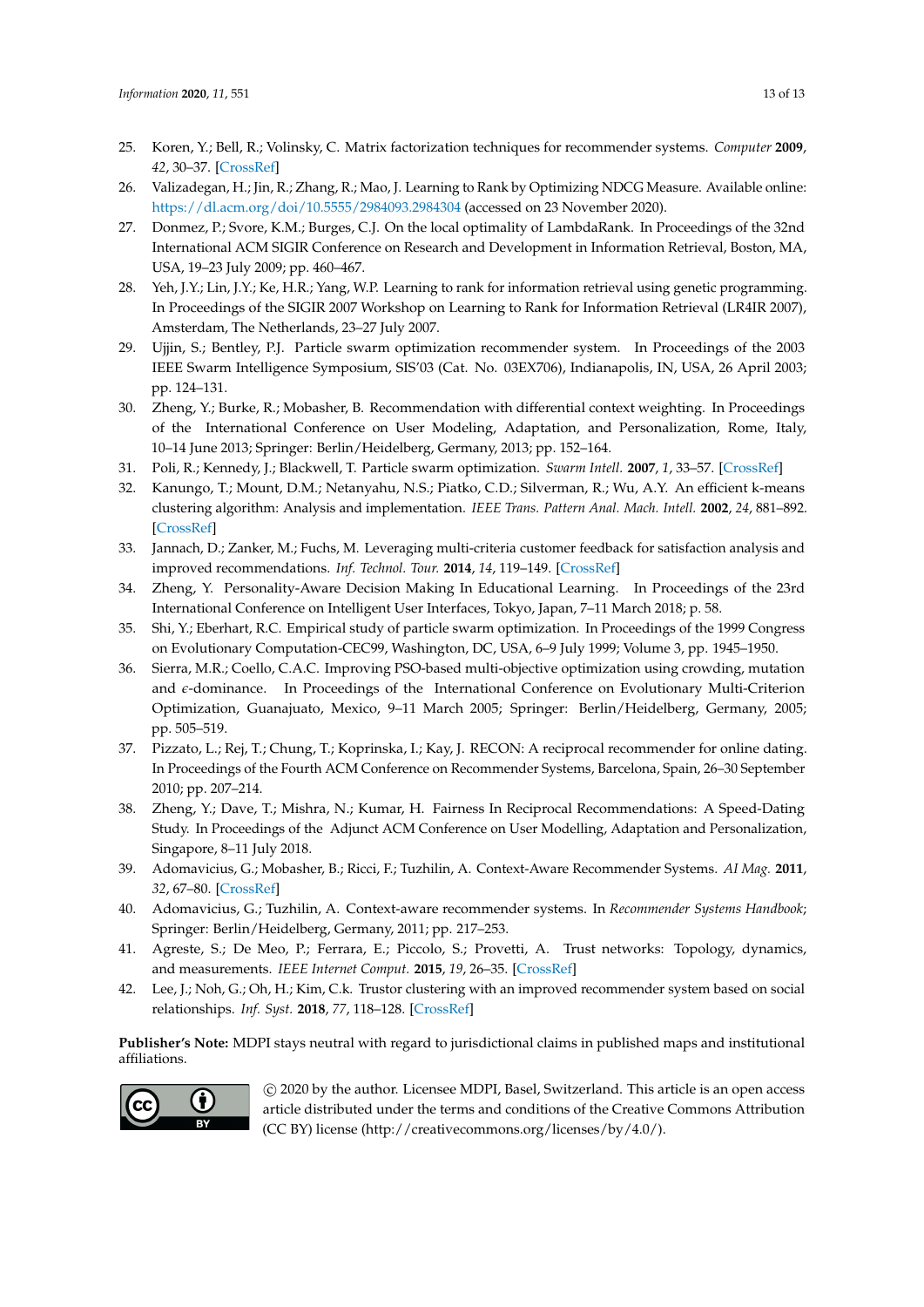25. Koren, Y.; Bell, R.; Volinsky, C. Matrix factorization techniques for recommender systems. *Computer* **2009**, *42*, 30–37. [CrossRef]
26. Valizadegan, H.; Jin, R.; Zhang, R.; Mao, J. Learning to Rank by Optimizing NDCG Measure. Available online: https://dl.acm.org/doi/10.5555/2984093.2984304 (accessed on 23 November 2020).
27. Donmez, P.; Svore, K.M.; Burges, C.J. On the local optimality of LambdaRank. In Proceedings of the 32nd International ACM SIGIR Conference on Research and Development in Information Retrieval, Boston, MA, USA, 19–23 July 2009; pp. 460–467.
28. Yeh, J.Y.; Lin, J.Y.; Ke, H.R.; Yang, W.P. Learning to rank for information retrieval using genetic programming. In Proceedings of the SIGIR 2007 Workshop on Learning to Rank for Information Retrieval (LR4IR 2007), Amsterdam, The Netherlands, 23–27 July 2007.
29. Ujjin, S.; Bentley, P.J. Particle swarm optimization recommender system. In Proceedings of the 2003 IEEE Swarm Intelligence Symposium, SIS'03 (Cat. No. 03EX706), Indianapolis, IN, USA, 26 April 2003; pp. 124–131.
30. Zheng, Y.; Burke, R.; Mobasher, B. Recommendation with differential context weighting. In Proceedings of the International Conference on User Modeling, Adaptation, and Personalization, Rome, Italy, 10–14 June 2013; Springer: Berlin/Heidelberg, Germany, 2013; pp. 152–164.
31. Poli, R.; Kennedy, J.; Blackwell, T. Particle swarm optimization. *Swarm Intell.* **2007**, *1*, 33–57. [CrossRef]
32. Kanungo, T.; Mount, D.M.; Netanyahu, N.S.; Piatko, C.D.; Silverman, R.; Wu, A.Y. An efficient k-means clustering algorithm: Analysis and implementation. *IEEE Trans. Pattern Anal. Mach. Intell.* **2002**, *24*, 881–892. [CrossRef]
33. Jannach, D.; Zanker, M.; Fuchs, M. Leveraging multi-criteria customer feedback for satisfaction analysis and improved recommendations. *Inf. Technol. Tour.* **2014**, *14*, 119–149. [CrossRef]
34. Zheng, Y. Personality-Aware Decision Making In Educational Learning. In Proceedings of the 23rd International Conference on Intelligent User Interfaces, Tokyo, Japan, 7–11 March 2018; p. 58.
35. Shi, Y.; Eberhart, R.C. Empirical study of particle swarm optimization. In Proceedings of the 1999 Congress on Evolutionary Computation-CEC99, Washington, DC, USA, 6–9 July 1999; Volume 3, pp. 1945–1950.
36. Sierra, M.R.; Coello, C.A.C. Improving PSO-based multi-objective optimization using crowding, mutation and $\epsilon$-dominance. In Proceedings of the International Conference on Evolutionary Multi-Criterion Optimization, Guanajuato, Mexico, 9–11 March 2005; Springer: Berlin/Heidelberg, Germany, 2005; pp. 505–519.
37. Pizzato, L.; Rej, T.; Chung, T.; Koprinska, I.; Kay, J. RECON: A reciprocal recommender for online dating. In Proceedings of the Fourth ACM Conference on Recommender Systems, Barcelona, Spain, 26–30 September 2010; pp. 207–214.
38. Zheng, Y.; Dave, T.; Mishra, N.; Kumar, H. Fairness In Reciprocal Recommendations: A Speed-Dating Study. In Proceedings of the Adjunct ACM Conference on User Modelling, Adaptation and Personalization, Singapore, 8–11 July 2018.
39. Adomavicius, G.; Mobasher, B.; Ricci, F.; Tuzhilin, A. Context-Aware Recommender Systems. *AI Mag.* **2011**, *32*, 67–80. [CrossRef]
40. Adomavicius, G.; Tuzhilin, A. Context-aware recommender systems. In *Recommender Systems Handbook*; Springer: Berlin/Heidelberg, Germany, 2011; pp. 217–253.
41. Agreste, S.; De Meo, P.; Ferrara, E.; Piccolo, S.; Provetti, A. Trust networks: Topology, dynamics, and measurements. *IEEE Internet Comput.* **2015**, *19*, 26–35. [CrossRef]
42. Lee, J.; Noh, G.; Oh, H.; Kim, C.k. Trustor clustering with an improved recommender system based on social relationships. *Inf. Syst.* **2018**, *77*, 118–128. [CrossRef]

**Publisher's Note:** MDPI stays neutral with regard to jurisdictional claims in published maps and institutional affiliations.

© 2020 by the author. Licensee MDPI, Basel, Switzerland. This article is an open access article distributed under the terms and conditions of the Creative Commons Attribution (CC BY) license (http://creativecommons.org/licenses/by/4.0/).